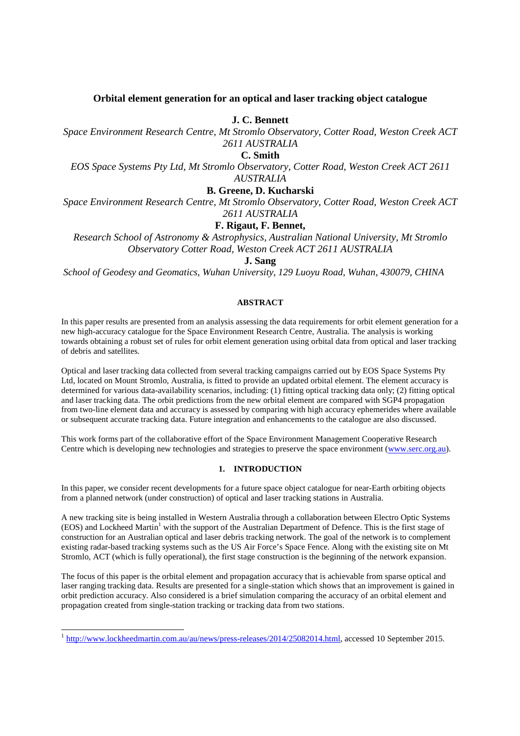# Orbital element generation for an optical and laser tracking object catalogue

**J. C. Bennett**

*Space Environment Research Centre, Mt Stromlo Observatory, Cotter Road, Weston Creek ACT 2611 AUSTRALIA*

**C. Smith**

*EOS Space Systems Pty Ltd, Mt Stromlo Observatory, Cotter Road, Weston Creek ACT 2611 AUSTRALIA*

**B. Greene, D. Kucharski**

*Space Environment Research Centre, Mt Stromlo Observatory, Cotter Road, Weston Creek ACT 2611 AUSTRALIA*

**F. Rigaut, F. Bennet,**

*Research School of Astronomy & Astrophysics, Australian National University, Mt Stromlo Observatory Cotter Road, Weston Creek ACT 2611 AUSTRALIA*

**J. Sang**

*School of Geodesy and Geomatics, Wuhan University, 129 Luoyu Road, Wuhan, 430079, CHINA*

## ABSTRACT

In this paper results are presented from an analysis assessing the data requirements for orbit element generation for a new high-accuracy catalogue for the Space Environment Research Centre, Australia. The analysis is working towards obtaining a robust set of rules for orbit element generation using orbital data from optical and laser tracking of debris and satellites.

Optical and laser tracking data collected from several tracking campaigns carried out by EOS Space Systems Pty Ltd, located on Mount Stromlo, Australia, is fitted to provide an updated orbital element. The element accuracy is determined for various data-availability scenarios, including: (1) fitting optical tracking data only; (2) fitting optical and laser tracking data. The orbit predictions from the new orbital element are compared with SGP4 propagation from two-line element data and accuracy is assessed by comparing with high accuracy ephemerides where available or subsequent accurate tracking data. Future integration and enhancements to the catalogue are also discussed.

This work forms part of the collaborative effort of the Space Environment Management Cooperative Research Centre which is developing new technologies and strategies to preserve the space environment (www.serc.org.au).

## 1. INTRODUCTION

In this paper, we consider recent developments for a future space object catalogue for near-Earth orbiting objects from a planned network (under construction) of optical and laser tracking stations in Australia.

A new tracking site is being installed in Western Australia through a collaboration between Electro Optic Systems (EOS) and Lockheed Martin[1] with the support of the Australian Department of Defence. This is the first stage of construction for an Australian optical and laser debris tracking network. The goal of the network is to complement existing radar-based tracking systems such as the US Air Force's Space Fence. Along with the existing site on Mt Stromlo, ACT (which is fully operational), the first stage construction is the beginning of the network expansion.

The focus of this paper is the orbital element and propagation accuracy that is achievable from sparse optical and laser ranging tracking data. Results are presented for a single-station which shows that an improvement is gained in orbit prediction accuracy. Also considered is a brief simulation comparing the accuracy of an orbital element and propagation created from single-station tracking or tracking data from two stations.

---

[1] http://www.lockheedmartin.com.au/au/news/press-releases/2014/25082014.html, accessed 10 September 2015.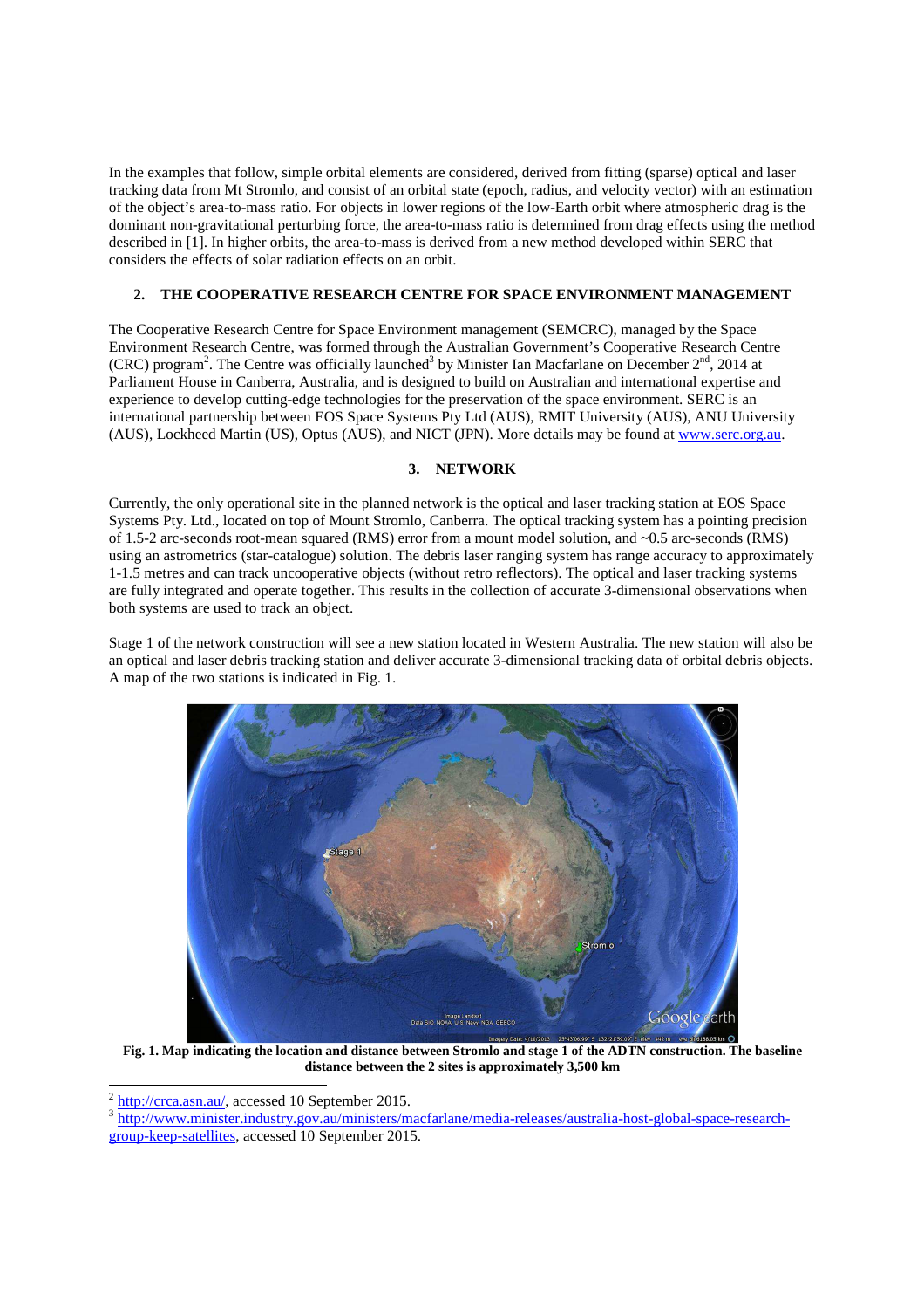In the examples that follow, simple orbital elements are considered, derived from fitting (sparse) optical and laser tracking data from Mt Stromlo, and consist of an orbital state (epoch, radius, and velocity vector) with an estimation of the object's area-to-mass ratio. For objects in lower regions of the low-Earth orbit where atmospheric drag is the dominant non-gravitational perturbing force, the area-to-mass ratio is determined from drag effects using the method described in [1]. In higher orbits, the area-to-mass is derived from a new method developed within SERC that considers the effects of solar radiation effects on an orbit.

## 2. THE COOPERATIVE RESEARCH CENTRE FOR SPACE ENVIRONMENT MANAGEMENT

The Cooperative Research Centre for Space Environment management (SEMCRC), managed by the Space Environment Research Centre, was formed through the Australian Government's Cooperative Research Centre (CRC) program[2]. The Centre was officially launched[3] by Minister Ian Macfarlane on December 2nd, 2014 at Parliament House in Canberra, Australia, and is designed to build on Australian and international expertise and experience to develop cutting-edge technologies for the preservation of the space environment. SERC is an international partnership between EOS Space Systems Pty Ltd (AUS), RMIT University (AUS), ANU University (AUS), Lockheed Martin (US), Optus (AUS), and NICT (JPN). More details may be found at www.serc.org.au.

## 3. NETWORK

Currently, the only operational site in the planned network is the optical and laser tracking station at EOS Space Systems Pty. Ltd., located on top of Mount Stromlo, Canberra. The optical tracking system has a pointing precision of 1.5-2 arc-seconds root-mean squared (RMS) error from a mount model solution, and ~0.5 arc-seconds (RMS) using an astrometrics (star-catalogue) solution. The debris laser ranging system has range accuracy to approximately 1-1.5 metres and can track uncooperative objects (without retro reflectors). The optical and laser tracking systems are fully integrated and operate together. This results in the collection of accurate 3-dimensional observations when both systems are used to track an object.

Stage 1 of the network construction will see a new station located in Western Australia. The new station will also be an optical and laser debris tracking station and deliver accurate 3-dimensional tracking data of orbital debris objects. A map of the two stations is indicated in Fig. 1.

**Fig. 1. Map indicating the location and distance between Stromlo and stage 1 of the ADTN construction. The baseline distance between the 2 sites is approximately 3,500 km**

[2] http://crca.asn.au/, accessed 10 September 2015.

[3] http://www.minister.industry.gov.au/ministers/macfarlane/media-releases/australia-host-global-space-research-group-keep-satellites, accessed 10 September 2015.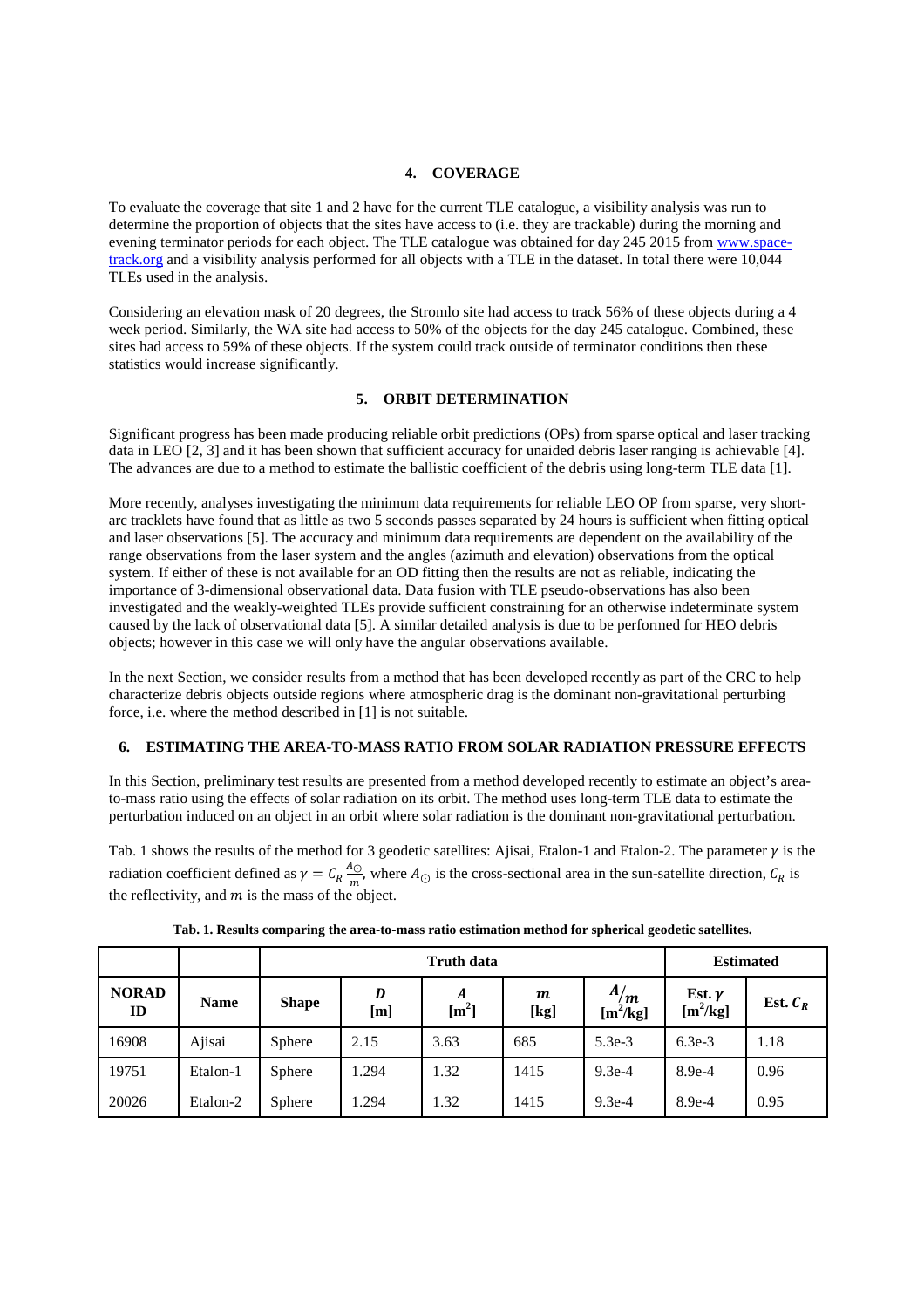## 4. COVERAGE

To evaluate the coverage that site 1 and 2 have for the current TLE catalogue, a visibility analysis was run to determine the proportion of objects that the sites have access to (i.e. they are trackable) during the morning and evening terminator periods for each object. The TLE catalogue was obtained for day 245 2015 from www.space-track.org and a visibility analysis performed for all objects with a TLE in the dataset. In total there were 10,044 TLEs used in the analysis.

Considering an elevation mask of 20 degrees, the Stromlo site had access to track 56% of these objects during a 4 week period. Similarly, the WA site had access to 50% of the objects for the day 245 catalogue. Combined, these sites had access to 59% of these objects. If the system could track outside of terminator conditions then these statistics would increase significantly.

## 5. ORBIT DETERMINATION

Significant progress has been made producing reliable orbit predictions (OPs) from sparse optical and laser tracking data in LEO [2, 3] and it has been shown that sufficient accuracy for unaided debris laser ranging is achievable [4]. The advances are due to a method to estimate the ballistic coefficient of the debris using long-term TLE data [1].

More recently, analyses investigating the minimum data requirements for reliable LEO OP from sparse, very short-arc tracklets have found that as little as two 5 seconds passes separated by 24 hours is sufficient when fitting optical and laser observations [5]. The accuracy and minimum data requirements are dependent on the availability of the range observations from the laser system and the angles (azimuth and elevation) observations from the optical system. If either of these is not available for an OD fitting then the results are not as reliable, indicating the importance of 3-dimensional observational data. Data fusion with TLE pseudo-observations has also been investigated and the weakly-weighted TLEs provide sufficient constraining for an otherwise indeterminate system caused by the lack of observational data [5]. A similar detailed analysis is due to be performed for HEO debris objects; however in this case we will only have the angular observations available.

In the next Section, we consider results from a method that has been developed recently as part of the CRC to help characterize debris objects outside regions where atmospheric drag is the dominant non-gravitational perturbing force, i.e. where the method described in [1] is not suitable.

## 6. ESTIMATING THE AREA-TO-MASS RATIO FROM SOLAR RADIATION PRESSURE EFFECTS

In this Section, preliminary test results are presented from a method developed recently to estimate an object's area-to-mass ratio using the effects of solar radiation on its orbit. The method uses long-term TLE data to estimate the perturbation induced on an object in an orbit where solar radiation is the dominant non-gravitational perturbation.

Tab. 1 shows the results of the method for 3 geodetic satellites: Ajisai, Etalon-1 and Etalon-2. The parameter $\gamma$ is the radiation coefficient defined as $\gamma = C_R \frac{A_\odot}{m}$, where $A_\odot$ is the cross-sectional area in the sun-satellite direction, $C_R$ is the reflectivity, and $m$ is the mass of the object.

**Tab. 1. Results comparing the area-to-mass ratio estimation method for spherical geodetic satellites.**

| | | Truth data | | | | | Estimated | |
|---|---|---|---|---|---|---|---|---|
| **NORAD ID** | **Name** | **Shape** | ***D*** **[m]** | ***A*** **[m$^2$]** | ***m*** **[kg]** | $A/m$ **[m$^2$/kg]** | **Est.** $\gamma$ **[m$^2$/kg]** | **Est.** $C_R$ |
| 16908 | Ajisai | Sphere | 2.15 | 3.63 | 685 | 5.3e-3 | 6.3e-3 | 1.18 |
| 19751 | Etalon-1 | Sphere | 1.294 | 1.32 | 1415 | 9.3e-4 | 8.9e-4 | 0.96 |
| 20026 | Etalon-2 | Sphere | 1.294 | 1.32 | 1415 | 9.3e-4 | 8.9e-4 | 0.95 |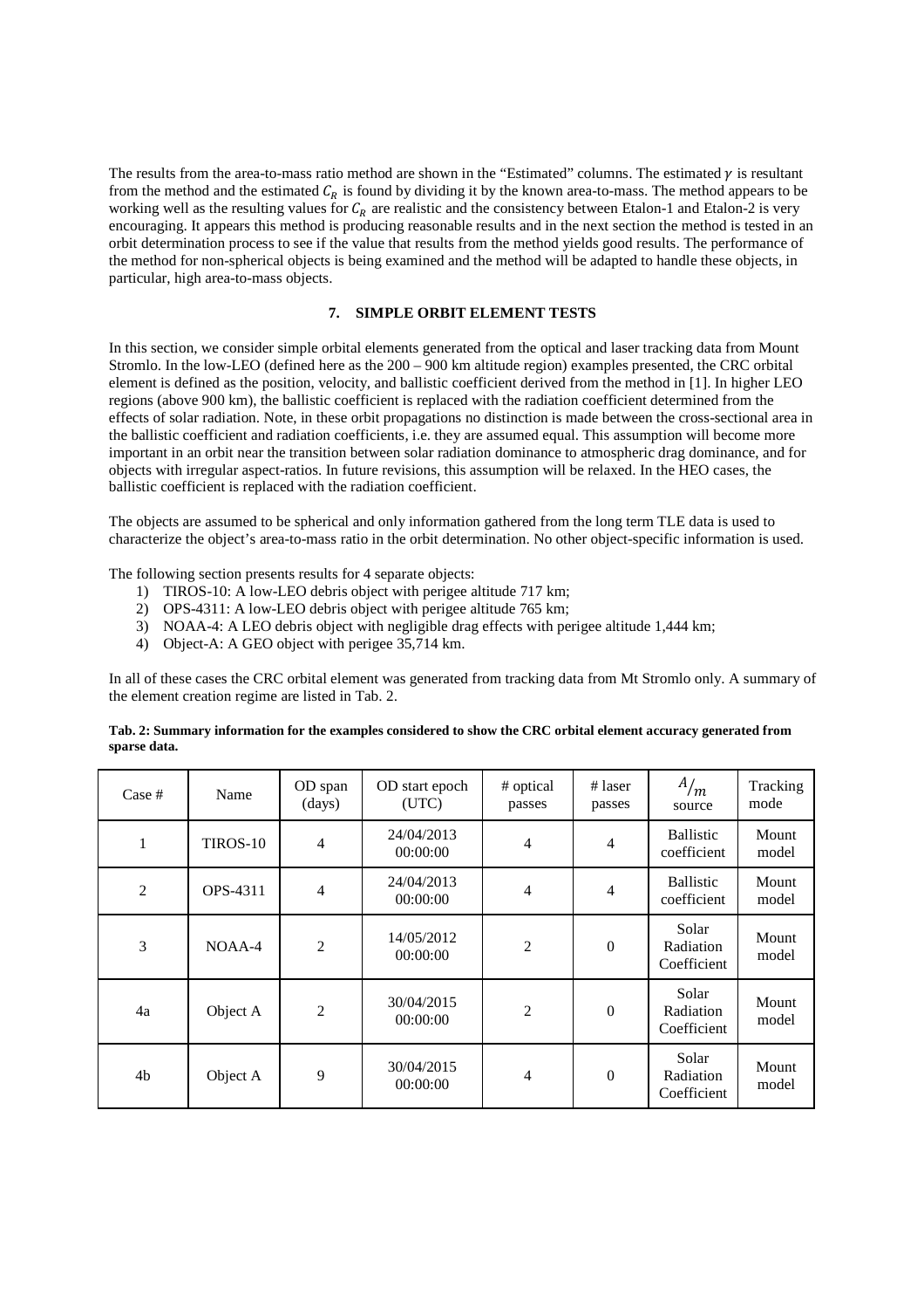The results from the area-to-mass ratio method are shown in the "Estimated" columns. The estimated $\gamma$ is resultant from the method and the estimated $C_R$ is found by dividing it by the known area-to-mass. The method appears to be working well as the resulting values for $C_R$ are realistic and the consistency between Etalon-1 and Etalon-2 is very encouraging. It appears this method is producing reasonable results and in the next section the method is tested in an orbit determination process to see if the value that results from the method yields good results. The performance of the method for non-spherical objects is being examined and the method will be adapted to handle these objects, in particular, high area-to-mass objects.

## 7. SIMPLE ORBIT ELEMENT TESTS

In this section, we consider simple orbital elements generated from the optical and laser tracking data from Mount Stromlo. In the low-LEO (defined here as the 200 – 900 km altitude region) examples presented, the CRC orbital element is defined as the position, velocity, and ballistic coefficient derived from the method in [1]. In higher LEO regions (above 900 km), the ballistic coefficient is replaced with the radiation coefficient determined from the effects of solar radiation. Note, in these orbit propagations no distinction is made between the cross-sectional area in the ballistic coefficient and radiation coefficients, i.e. they are assumed equal. This assumption will become more important in an orbit near the transition between solar radiation dominance to atmospheric drag dominance, and for objects with irregular aspect-ratios. In future revisions, this assumption will be relaxed. In the HEO cases, the ballistic coefficient is replaced with the radiation coefficient.

The objects are assumed to be spherical and only information gathered from the long term TLE data is used to characterize the object's area-to-mass ratio in the orbit determination. No other object-specific information is used.

The following section presents results for 4 separate objects:

1) TIROS-10: A low-LEO debris object with perigee altitude 717 km;
2) OPS-4311: A low-LEO debris object with perigee altitude 765 km;
3) NOAA-4: A LEO debris object with negligible drag effects with perigee altitude 1,444 km;
4) Object-A: A GEO object with perigee 35,714 km.

In all of these cases the CRC orbital element was generated from tracking data from Mt Stromlo only. A summary of the element creation regime are listed in Tab. 2.

**Tab. 2: Summary information for the examples considered to show the CRC orbital element accuracy generated from sparse data.**

| Case # | Name | OD span (days) | OD start epoch (UTC) | # optical passes | # laser passes | $A/m$ source | Tracking mode |
|---|---|---|---|---|---|---|---|
| 1 | TIROS-10 | 4 | 24/04/2013 00:00:00 | 4 | 4 | Ballistic coefficient | Mount model |
| 2 | OPS-4311 | 4 | 24/04/2013 00:00:00 | 4 | 4 | Ballistic coefficient | Mount model |
| 3 | NOAA-4 | 2 | 14/05/2012 00:00:00 | 2 | 0 | Solar Radiation Coefficient | Mount model |
| 4a | Object A | 2 | 30/04/2015 00:00:00 | 2 | 0 | Solar Radiation Coefficient | Mount model |
| 4b | Object A | 9 | 30/04/2015 00:00:00 | 4 | 0 | Solar Radiation Coefficient | Mount model |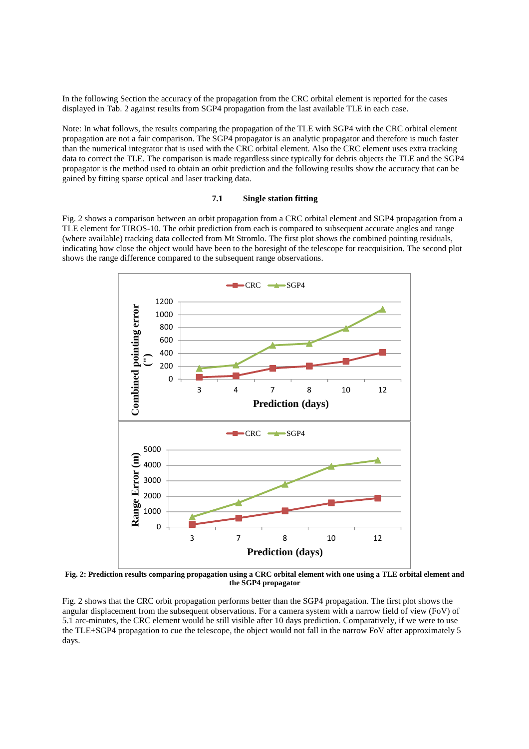In the following Section the accuracy of the propagation from the CRC orbital element is reported for the cases displayed in Tab. 2 against results from SGP4 propagation from the last available TLE in each case.

Note: In what follows, the results comparing the propagation of the TLE with SGP4 with the CRC orbital element propagation are not a fair comparison. The SGP4 propagator is an analytic propagator and therefore is much faster than the numerical integrator that is used with the CRC orbital element. Also the CRC element uses extra tracking data to correct the TLE. The comparison is made regardless since typically for debris objects the TLE and the SGP4 propagator is the method used to obtain an orbit prediction and the following results show the accuracy that can be gained by fitting sparse optical and laser tracking data.

### 7.1 Single station fitting

Fig. 2 shows a comparison between an orbit propagation from a CRC orbital element and SGP4 propagation from a TLE element for TIROS-10. The orbit prediction from each is compared to subsequent accurate angles and range (where available) tracking data collected from Mt Stromlo. The first plot shows the combined pointing residuals, indicating how close the object would have been to the boresight of the telescope for reacquisition. The second plot shows the range difference compared to the subsequent range observations.

**Fig. 2: Prediction results comparing propagation using a CRC orbital element with one using a TLE orbital element and the SGP4 propagator**

Fig. 2 shows that the CRC orbit propagation performs better than the SGP4 propagation. The first plot shows the angular displacement from the subsequent observations. For a camera system with a narrow field of view (FoV) of 5.1 arc-minutes, the CRC element would be still visible after 10 days prediction. Comparatively, if we were to use the TLE+SGP4 propagation to cue the telescope, the object would not fall in the narrow FoV after approximately 5 days.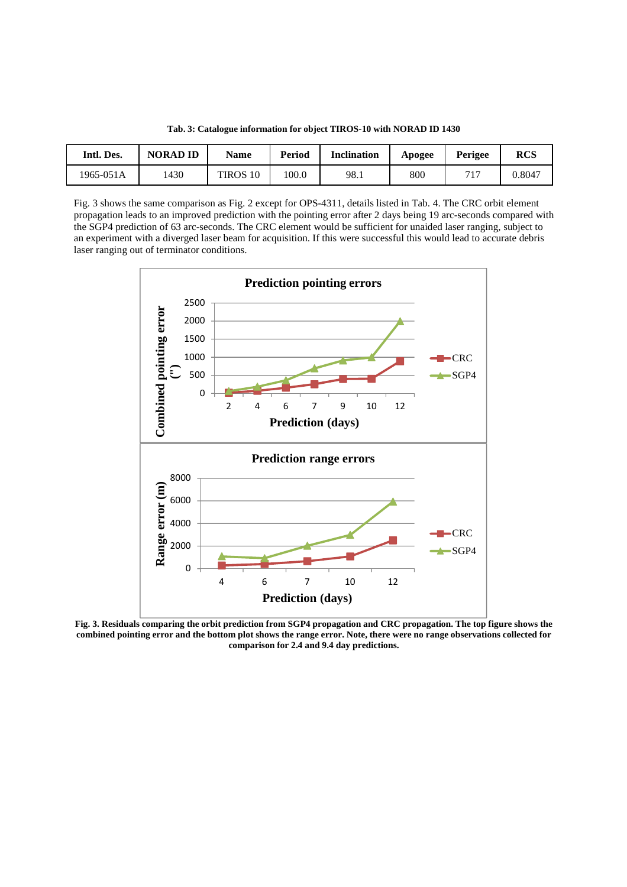**Tab. 3: Catalogue information for object TIROS-10 with NORAD ID 1430**

| Intl. Des. | NORAD ID | Name | Period | Inclination | Apogee | Perigee | RCS |
|---|---|---|---|---|---|---|---|
| 1965-051A | 1430 | TIROS 10 | 100.0 | 98.1 | 800 | 717 | 0.8047 |

Fig. 3 shows the same comparison as Fig. 2 except for OPS-4311, details listed in Tab. 4. The CRC orbit element propagation leads to an improved prediction with the pointing error after 2 days being 19 arc-seconds compared with the SGP4 prediction of 63 arc-seconds. The CRC element would be sufficient for unaided laser ranging, subject to an experiment with a diverged laser beam for acquisition. If this were successful this would lead to accurate debris laser ranging out of terminator conditions.

**Fig. 3. Residuals comparing the orbit prediction from SGP4 propagation and CRC propagation. The top figure shows the combined pointing error and the bottom plot shows the range error. Note, there were no range observations collected for comparison for 2.4 and 9.4 day predictions.**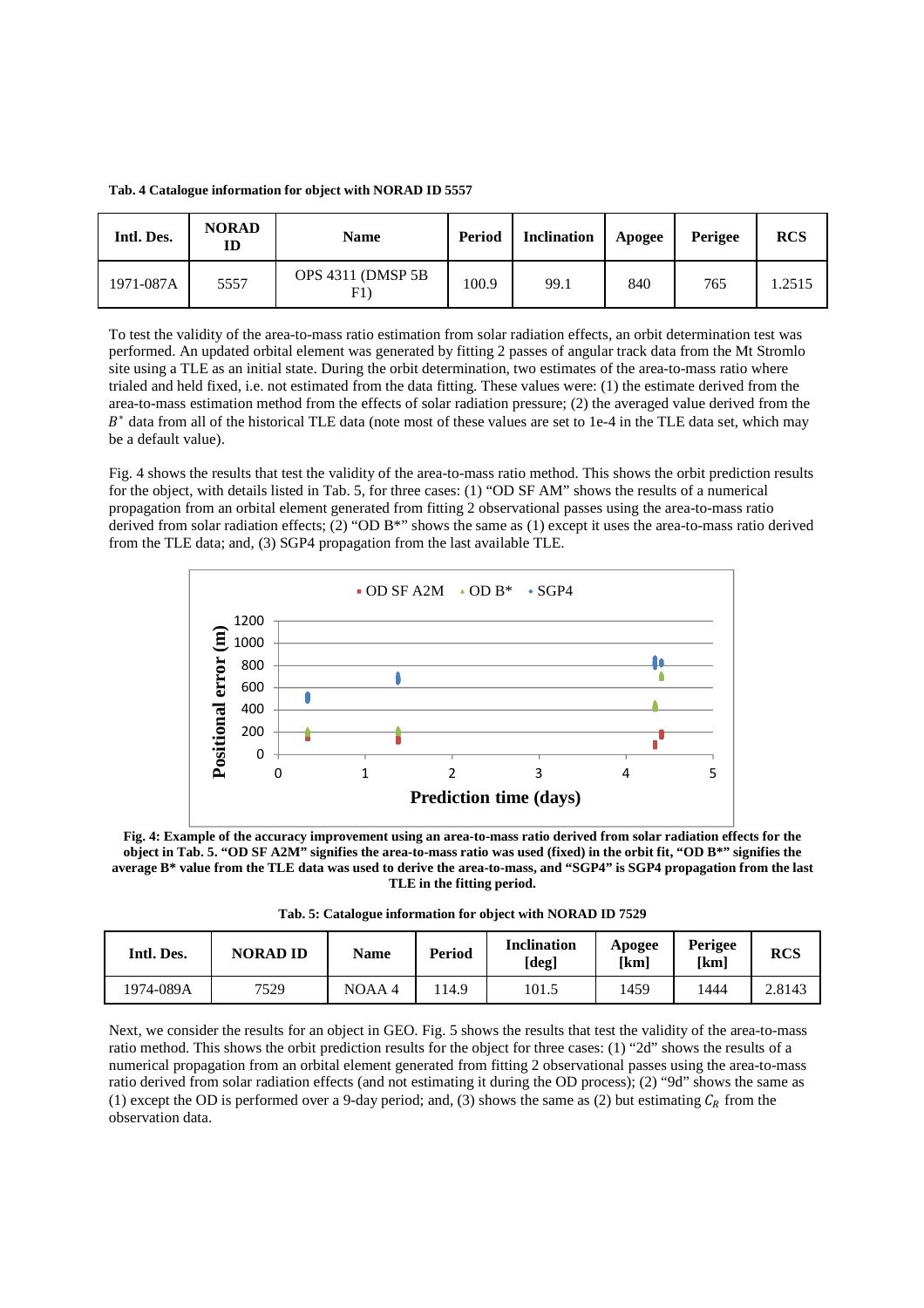**Tab. 4 Catalogue information for object with NORAD ID 5557**

| Intl. Des. | NORAD ID | Name | Period | Inclination | Apogee | Perigee | RCS |
|---|---|---|---|---|---|---|---|
| 1971-087A | 5557 | OPS 4311 (DMSP 5B F1) | 100.9 | 99.1 | 840 | 765 | 1.2515 |

To test the validity of the area-to-mass ratio estimation from solar radiation effects, an orbit determination test was performed. An updated orbital element was generated by fitting 2 passes of angular track data from the Mt Stromlo site using a TLE as an initial state. During the orbit determination, two estimates of the area-to-mass ratio where trialed and held fixed, i.e. not estimated from the data fitting. These values were: (1) the estimate derived from the area-to-mass estimation method from the effects of solar radiation pressure; (2) the averaged value derived from the $B^*$ data from all of the historical TLE data (note most of these values are set to 1e-4 in the TLE data set, which may be a default value).

Fig. 4 shows the results that test the validity of the area-to-mass ratio method. This shows the orbit prediction results for the object, with details listed in Tab. 5, for three cases: (1) "OD SF AM" shows the results of a numerical propagation from an orbital element generated from fitting 2 observational passes using the area-to-mass ratio derived from solar radiation effects; (2) "OD B*" shows the same as (1) except it uses the area-to-mass ratio derived from the TLE data; and, (3) SGP4 propagation from the last available TLE.

**Fig. 4: Example of the accuracy improvement using an area-to-mass ratio derived from solar radiation effects for the object in Tab. 5. "OD SF A2M" signifies the area-to-mass ratio was used (fixed) in the orbit fit, "OD B*" signifies the average B* value from the TLE data was used to derive the area-to-mass, and "SGP4" is SGP4 propagation from the last TLE in the fitting period.**

**Tab. 5: Catalogue information for object with NORAD ID 7529**

| Intl. Des. | NORAD ID | Name | Period | Inclination [deg] | Apogee [km] | Perigee [km] | RCS |
|---|---|---|---|---|---|---|---|
| 1974-089A | 7529 | NOAA 4 | 114.9 | 101.5 | 1459 | 1444 | 2.8143 |

Next, we consider the results for an object in GEO. Fig. 5 shows the results that test the validity of the area-to-mass ratio method. This shows the orbit prediction results for the object for three cases: (1) "2d" shows the results of a numerical propagation from an orbital element generated from fitting 2 observational passes using the area-to-mass ratio derived from solar radiation effects (and not estimating it during the OD process); (2) "9d" shows the same as (1) except the OD is performed over a 9-day period; and, (3) shows the same as (2) but estimating $C_R$ from the observation data.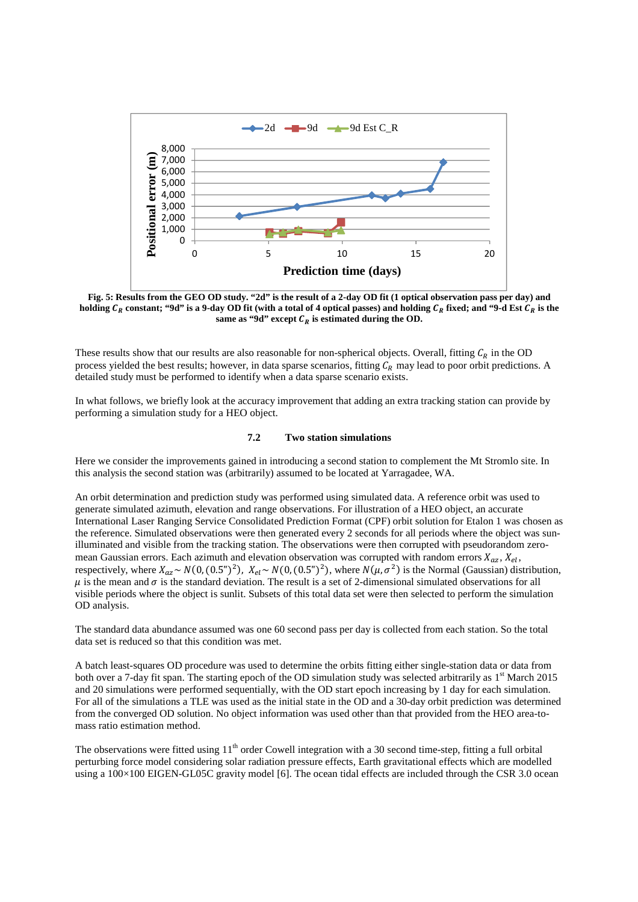**Fig. 5: Results from the GEO OD study. “2d” is the result of a 2-day OD fit (1 optical observation pass per day) and holding $C_R$ constant; “9d” is a 9-day OD fit (with a total of 4 optical passes) and holding $C_R$ fixed; and “9-d Est $C_R$ is the same as “9d” except $C_R$ is estimated during the OD.**

These results show that our results are also reasonable for non-spherical objects. Overall, fitting $C_R$ in the OD process yielded the best results; however, in data sparse scenarios, fitting $C_R$ may lead to poor orbit predictions. A detailed study must be performed to identify when a data sparse scenario exists.

In what follows, we briefly look at the accuracy improvement that adding an extra tracking station can provide by performing a simulation study for a HEO object.

### 7.2 Two station simulations

Here we consider the improvements gained in introducing a second station to complement the Mt Stromlo site. In this analysis the second station was (arbitrarily) assumed to be located at Yarragadee, WA.

An orbit determination and prediction study was performed using simulated data. A reference orbit was used to generate simulated azimuth, elevation and range observations. For illustration of a HEO object, an accurate International Laser Ranging Service Consolidated Prediction Format (CPF) orbit solution for Etalon 1 was chosen as the reference. Simulated observations were then generated every 2 seconds for all periods where the object was sun-illuminated and visible from the tracking station. The observations were then corrupted with pseudorandom zero-mean Gaussian errors. Each azimuth and elevation observation was corrupted with random errors $X_{az}$, $X_{el}$, respectively, where $X_{az} \sim N(0, (0.5")^2)$, $X_{el} \sim N(0, (0.5")^2)$, where $N(\mu, \sigma^2)$ is the Normal (Gaussian) distribution, $\mu$ is the mean and $\sigma$ is the standard deviation. The result is a set of 2-dimensional simulated observations for all visible periods where the object is sunlit. Subsets of this total data set were then selected to perform the simulation OD analysis.

The standard data abundance assumed was one 60 second pass per day is collected from each station. So the total data set is reduced so that this condition was met.

A batch least-squares OD procedure was used to determine the orbits fitting either single-station data or data from both over a 7-day fit span. The starting epoch of the OD simulation study was selected arbitrarily as 1st March 2015 and 20 simulations were performed sequentially, with the OD start epoch increasing by 1 day for each simulation. For all of the simulations a TLE was used as the initial state in the OD and a 30-day orbit prediction was determined from the converged OD solution. No object information was used other than that provided from the HEO area-to-mass ratio estimation method.

The observations were fitted using 11th order Cowell integration with a 30 second time-step, fitting a full orbital perturbing force model considering solar radiation pressure effects, Earth gravitational effects which are modelled using a 100×100 EIGEN-GL05C gravity model [6]. The ocean tidal effects are included through the CSR 3.0 ocean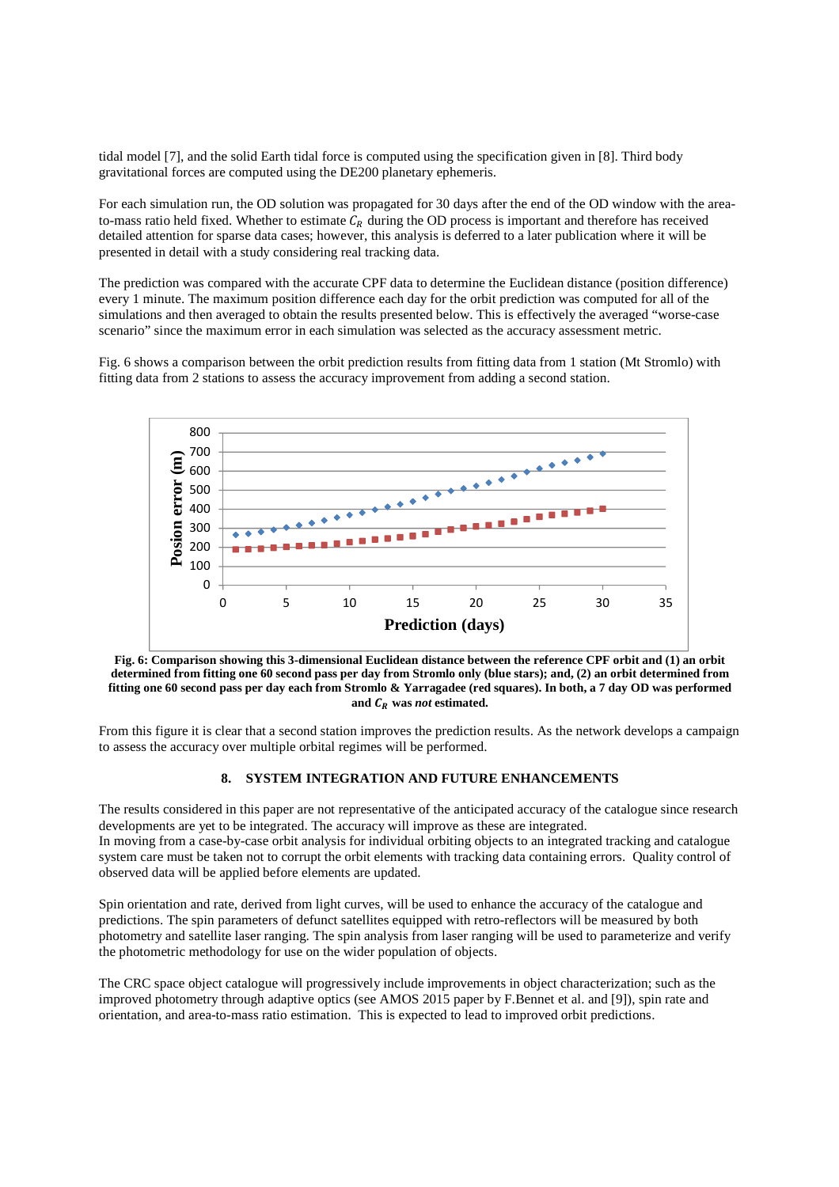tidal model [7], and the solid Earth tidal force is computed using the specification given in [8]. Third body gravitational forces are computed using the DE200 planetary ephemeris.

For each simulation run, the OD solution was propagated for 30 days after the end of the OD window with the area-to-mass ratio held fixed. Whether to estimate $C_R$ during the OD process is important and therefore has received detailed attention for sparse data cases; however, this analysis is deferred to a later publication where it will be presented in detail with a study considering real tracking data.

The prediction was compared with the accurate CPF data to determine the Euclidean distance (position difference) every 1 minute. The maximum position difference each day for the orbit prediction was computed for all of the simulations and then averaged to obtain the results presented below. This is effectively the averaged "worse-case scenario" since the maximum error in each simulation was selected as the accuracy assessment metric.

Fig. 6 shows a comparison between the orbit prediction results from fitting data from 1 station (Mt Stromlo) with fitting data from 2 stations to assess the accuracy improvement from adding a second station.

**Fig. 6: Comparison showing this 3-dimensional Euclidean distance between the reference CPF orbit and (1) an orbit determined from fitting one 60 second pass per day from Stromlo only (blue stars); and, (2) an orbit determined from fitting one 60 second pass per day each from Stromlo & Yarragadee (red squares). In both, a 7 day OD was performed and $C_R$ was *not* estimated.**

From this figure it is clear that a second station improves the prediction results. As the network develops a campaign to assess the accuracy over multiple orbital regimes will be performed.

## 8. SYSTEM INTEGRATION AND FUTURE ENHANCEMENTS

The results considered in this paper are not representative of the anticipated accuracy of the catalogue since research developments are yet to be integrated. The accuracy will improve as these are integrated.
In moving from a case-by-case orbit analysis for individual orbiting objects to an integrated tracking and catalogue system care must be taken not to corrupt the orbit elements with tracking data containing errors. Quality control of observed data will be applied before elements are updated.

Spin orientation and rate, derived from light curves, will be used to enhance the accuracy of the catalogue and predictions. The spin parameters of defunct satellites equipped with retro-reflectors will be measured by both photometry and satellite laser ranging. The spin analysis from laser ranging will be used to parameterize and verify the photometric methodology for use on the wider population of objects.

The CRC space object catalogue will progressively include improvements in object characterization; such as the improved photometry through adaptive optics (see AMOS 2015 paper by F.Bennet et al. and [9]), spin rate and orientation, and area-to-mass ratio estimation. This is expected to lead to improved orbit predictions.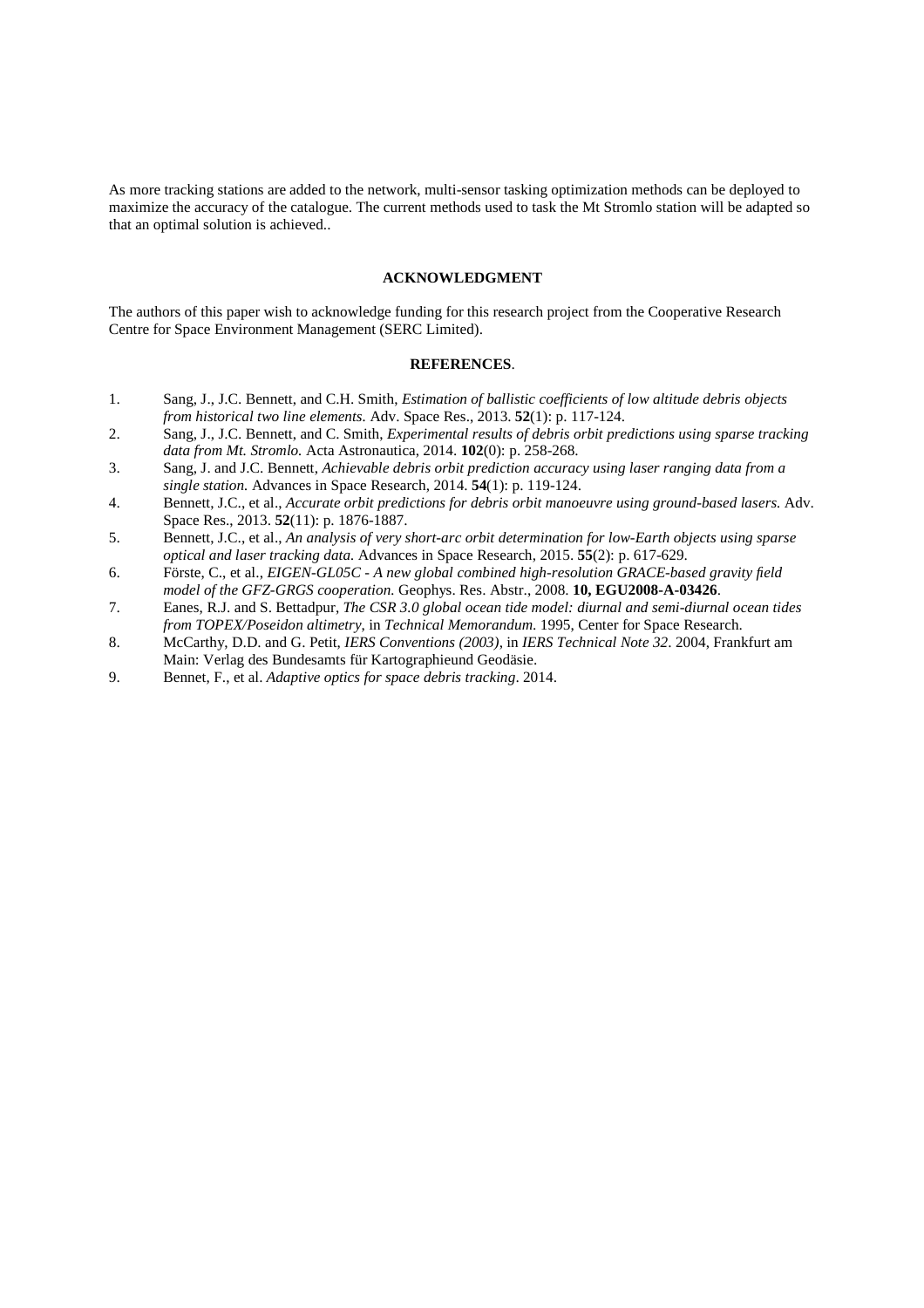As more tracking stations are added to the network, multi-sensor tasking optimization methods can be deployed to maximize the accuracy of the catalogue. The current methods used to task the Mt Stromlo station will be adapted so that an optimal solution is achieved..

## ACKNOWLEDGMENT

The authors of this paper wish to acknowledge funding for this research project from the Cooperative Research Centre for Space Environment Management (SERC Limited).

## REFERENCES.

1. Sang, J., J.C. Bennett, and C.H. Smith, *Estimation of ballistic coefficients of low altitude debris objects from historical two line elements.* Adv. Space Res., 2013. **52**(1): p. 117-124.
2. Sang, J., J.C. Bennett, and C. Smith, *Experimental results of debris orbit predictions using sparse tracking data from Mt. Stromlo.* Acta Astronautica, 2014. **102**(0): p. 258-268.
3. Sang, J. and J.C. Bennett, *Achievable debris orbit prediction accuracy using laser ranging data from a single station.* Advances in Space Research, 2014. **54**(1): p. 119-124.
4. Bennett, J.C., et al., *Accurate orbit predictions for debris orbit manoeuvre using ground-based lasers.* Adv. Space Res., 2013. **52**(11): p. 1876-1887.
5. Bennett, J.C., et al., *An analysis of very short-arc orbit determination for low-Earth objects using sparse optical and laser tracking data.* Advances in Space Research, 2015. **55**(2): p. 617-629.
6. Förste, C., et al., *EIGEN-GL05C - A new global combined high-resolution GRACE-based gravity field model of the GFZ-GRGS cooperation.* Geophys. Res. Abstr., 2008. **10, EGU2008-A-03426**.
7. Eanes, R.J. and S. Bettadpur, *The CSR 3.0 global ocean tide model: diurnal and semi-diurnal ocean tides from TOPEX/Poseidon altimetry*, in *Technical Memorandum*. 1995, Center for Space Research.
8. McCarthy, D.D. and G. Petit, *IERS Conventions (2003)*, in *IERS Technical Note 32*. 2004, Frankfurt am Main: Verlag des Bundesamts für Kartographieund Geodäsie.
9. Bennet, F., et al. *Adaptive optics for space debris tracking*. 2014.